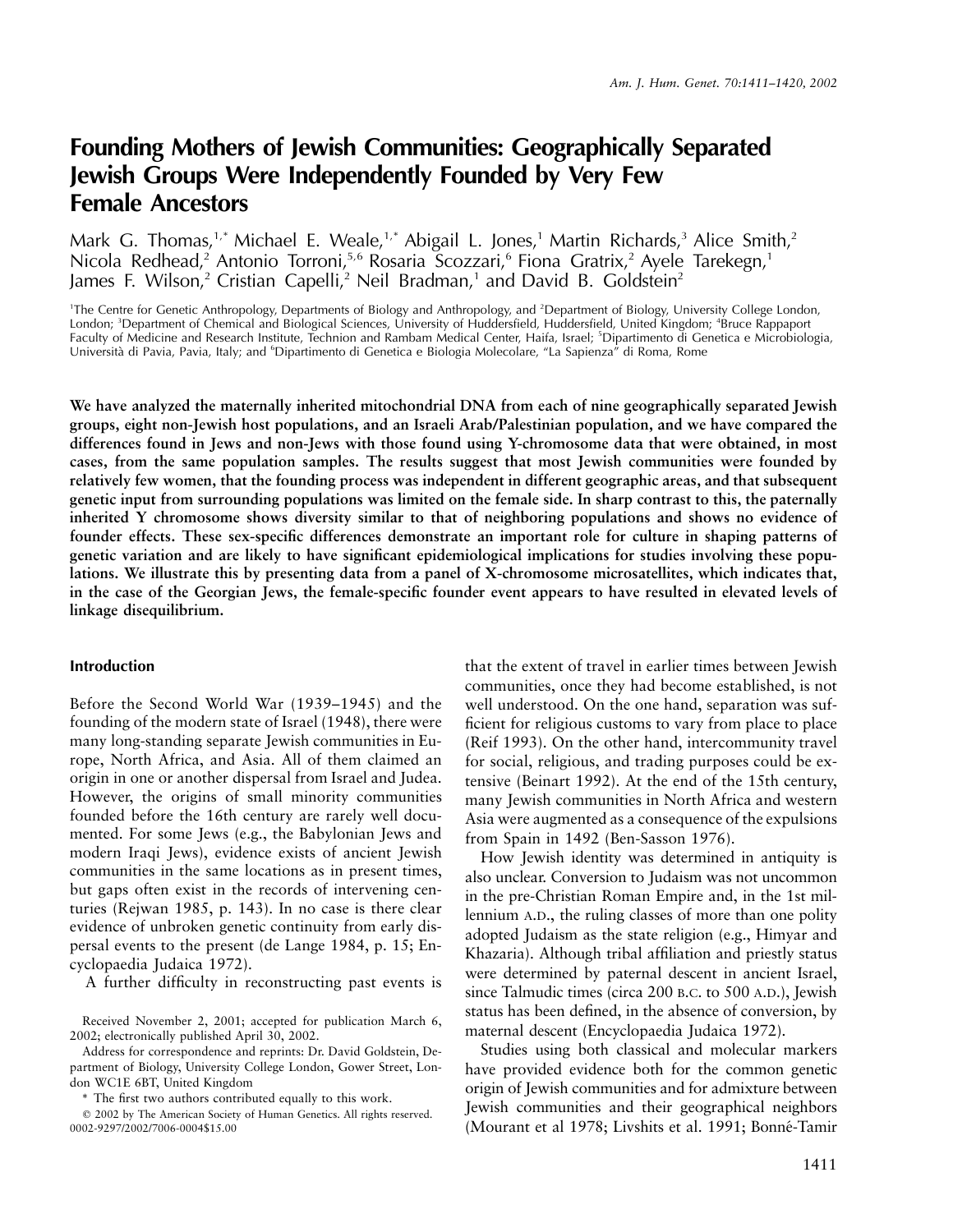# Founding Mothers of Jewish Communities: Geographically Separated Jewish Groups Were Independently Founded by Very Few Female Ancestors

Mark G. Thomas,[1,*] Michael E. Weale,[1,*] Abigail L. Jones,[1] Martin Richards,[3] Alice Smith,[2] Nicola Redhead,[2] Antonio Torroni,[5,6] Rosaria Scozzari,[6] Fiona Gratrix,[2] Ayele Tarekegn,[1] James F. Wilson,[2] Cristian Capelli,[2] Neil Bradman,[1] and David B. Goldstein[2]

[1]The Centre for Genetic Anthropology, Departments of Biology and Anthropology, and [2]Department of Biology, University College London, London; [3]Department of Chemical and Biological Sciences, University of Huddersfield, Huddersfield, United Kingdom; [4]Bruce Rappaport Faculty of Medicine and Research Institute, Technion and Rambam Medical Center, Haifa, Israel; [5]Dipartimento di Genetica e Microbiologia, Università di Pavia, Pavia, Italy; and [6]Dipartimento di Genetica e Biologia Molecolare, "La Sapienza" di Roma, Rome

**We have analyzed the maternally inherited mitochondrial DNA from each of nine geographically separated Jewish groups, eight non-Jewish host populations, and an Israeli Arab/Palestinian population, and we have compared the differences found in Jews and non-Jews with those found using Y-chromosome data that were obtained, in most cases, from the same population samples. The results suggest that most Jewish communities were founded by relatively few women, that the founding process was independent in different geographic areas, and that subsequent genetic input from surrounding populations was limited on the female side. In sharp contrast to this, the paternally inherited Y chromosome shows diversity similar to that of neighboring populations and shows no evidence of founder effects. These sex-specific differences demonstrate an important role for culture in shaping patterns of genetic variation and are likely to have significant epidemiological implications for studies involving these populations. We illustrate this by presenting data from a panel of X-chromosome microsatellites, which indicates that, in the case of the Georgian Jews, the female-specific founder event appears to have resulted in elevated levels of linkage disequilibrium.**

## Introduction

Before the Second World War (1939–1945) and the founding of the modern state of Israel (1948), there were many long-standing separate Jewish communities in Europe, North Africa, and Asia. All of them claimed an origin in one or another dispersal from Israel and Judea. However, the origins of small minority communities founded before the 16th century are rarely well documented. For some Jews (e.g., the Babylonian Jews and modern Iraqi Jews), evidence exists of ancient Jewish communities in the same locations as in present times, but gaps often exist in the records of intervening centuries (Rejwan 1985, p. 143). In no case is there clear evidence of unbroken genetic continuity from early dispersal events to the present (de Lange 1984, p. 15; Encyclopaedia Judaica 1972).

A further difficulty in reconstructing past events is that the extent of travel in earlier times between Jewish communities, once they had become established, is not well understood. On the one hand, separation was sufficient for religious customs to vary from place to place (Reif 1993). On the other hand, intercommunity travel for social, religious, and trading purposes could be extensive (Beinart 1992). At the end of the 15th century, many Jewish communities in North Africa and western Asia were augmented as a consequence of the expulsions from Spain in 1492 (Ben-Sasson 1976).

How Jewish identity was determined in antiquity is also unclear. Conversion to Judaism was not uncommon in the pre-Christian Roman Empire and, in the 1st millennium A.D., the ruling classes of more than one polity adopted Judaism as the state religion (e.g., Himyar and Khazaria). Although tribal affiliation and priestly status were determined by paternal descent in ancient Israel, since Talmudic times (circa 200 B.C. to 500 A.D.), Jewish status has been defined, in the absence of conversion, by maternal descent (Encyclopaedia Judaica 1972).

Studies using both classical and molecular markers have provided evidence both for the common genetic origin of Jewish communities and for admixture between Jewish communities and their geographical neighbors (Mourant et al 1978; Livshits et al. 1991; Bonné-Tamir

Received November 2, 2001; accepted for publication March 6, 2002; electronically published April 30, 2002.

Address for correspondence and reprints: Dr. David Goldstein, Department of Biology, University College London, Gower Street, London WC1E 6BT, United Kingdom

\* The first two authors contributed equally to this work.

© 2002 by The American Society of Human Genetics. All rights reserved. 0002-9297/2002/7006-0004$15.00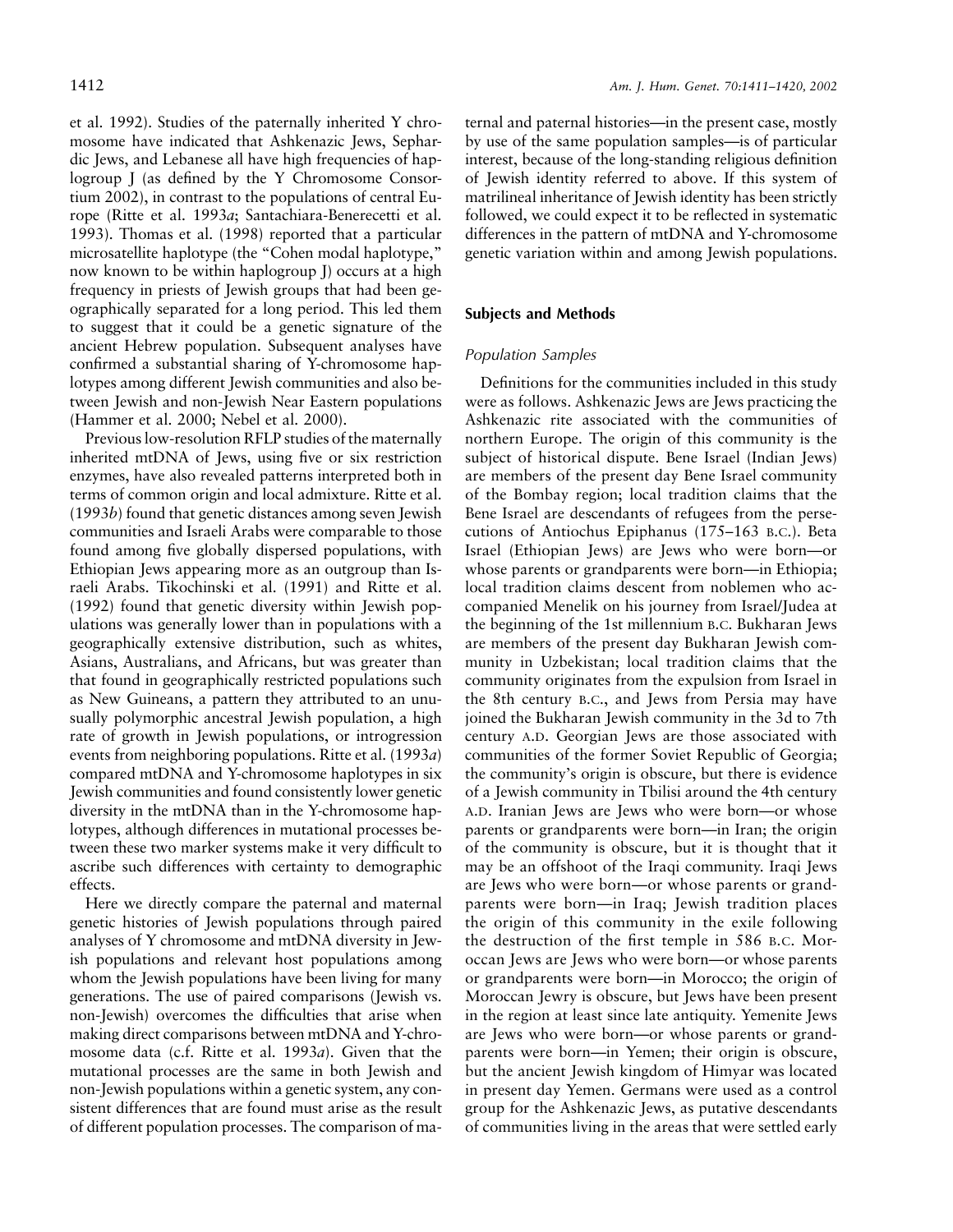et al. 1992). Studies of the paternally inherited Y chromosome have indicated that Ashkenazic Jews, Sephardic Jews, and Lebanese all have high frequencies of haplogroup J (as defined by the Y Chromosome Consortium 2002), in contrast to the populations of central Europe (Ritte et al. 1993*a*; Santachiara-Benerecetti et al. 1993). Thomas et al. (1998) reported that a particular microsatellite haplotype (the "Cohen modal haplotype," now known to be within haplogroup J) occurs at a high frequency in priests of Jewish groups that had been geographically separated for a long period. This led them to suggest that it could be a genetic signature of the ancient Hebrew population. Subsequent analyses have confirmed a substantial sharing of Y-chromosome haplotypes among different Jewish communities and also between Jewish and non-Jewish Near Eastern populations (Hammer et al. 2000; Nebel et al. 2000).

Previous low-resolution RFLP studies of the maternally inherited mtDNA of Jews, using five or six restriction enzymes, have also revealed patterns interpreted both in terms of common origin and local admixture. Ritte et al. (1993*b*) found that genetic distances among seven Jewish communities and Israeli Arabs were comparable to those found among five globally dispersed populations, with Ethiopian Jews appearing more as an outgroup than Israeli Arabs. Tikochinski et al. (1991) and Ritte et al. (1992) found that genetic diversity within Jewish populations was generally lower than in populations with a geographically extensive distribution, such as whites, Asians, Australians, and Africans, but was greater than that found in geographically restricted populations such as New Guineans, a pattern they attributed to an unusually polymorphic ancestral Jewish population, a high rate of growth in Jewish populations, or introgression events from neighboring populations. Ritte et al. (1993*a*) compared mtDNA and Y-chromosome haplotypes in six Jewish communities and found consistently lower genetic diversity in the mtDNA than in the Y-chromosome haplotypes, although differences in mutational processes between these two marker systems make it very difficult to ascribe such differences with certainty to demographic effects.

Here we directly compare the paternal and maternal genetic histories of Jewish populations through paired analyses of Y chromosome and mtDNA diversity in Jewish populations and relevant host populations among whom the Jewish populations have been living for many generations. The use of paired comparisons (Jewish vs. non-Jewish) overcomes the difficulties that arise when making direct comparisons between mtDNA and Y-chromosome data (c.f. Ritte et al. 1993*a*). Given that the mutational processes are the same in both Jewish and non-Jewish populations within a genetic system, any consistent differences that are found must arise as the result of different population processes. The comparison of maternal and paternal histories—in the present case, mostly by use of the same population samples—is of particular interest, because of the long-standing religious definition of Jewish identity referred to above. If this system of matrilineal inheritance of Jewish identity has been strictly followed, we could expect it to be reflected in systematic differences in the pattern of mtDNA and Y-chromosome genetic variation within and among Jewish populations.

## Subjects and Methods

### *Population Samples*

Definitions for the communities included in this study were as follows. Ashkenazic Jews are Jews practicing the Ashkenazic rite associated with the communities of northern Europe. The origin of this community is the subject of historical dispute. Bene Israel (Indian Jews) are members of the present day Bene Israel community of the Bombay region; local tradition claims that the Bene Israel are descendants of refugees from the persecutions of Antiochus Epiphanus (175–163 B.C.). Beta Israel (Ethiopian Jews) are Jews who were born—or whose parents or grandparents were born—in Ethiopia; local tradition claims descent from noblemen who accompanied Menelik on his journey from Israel/Judea at the beginning of the 1st millennium B.C. Bukharan Jews are members of the present day Bukharan Jewish community in Uzbekistan; local tradition claims that the community originates from the expulsion from Israel in the 8th century B.C., and Jews from Persia may have joined the Bukharan Jewish community in the 3d to 7th century A.D. Georgian Jews are those associated with communities of the former Soviet Republic of Georgia; the community's origin is obscure, but there is evidence of a Jewish community in Tbilisi around the 4th century A.D. Iranian Jews are Jews who were born—or whose parents or grandparents were born—in Iran; the origin of the community is obscure, but it is thought that it may be an offshoot of the Iraqi community. Iraqi Jews are Jews who were born—or whose parents or grandparents were born—in Iraq; Jewish tradition places the origin of this community in the exile following the destruction of the first temple in 586 B.C. Moroccan Jews are Jews who were born—or whose parents or grandparents were born—in Morocco; the origin of Moroccan Jewry is obscure, but Jews have been present in the region at least since late antiquity. Yemenite Jews are Jews who were born—or whose parents or grandparents were born—in Yemen; their origin is obscure, but the ancient Jewish kingdom of Himyar was located in present day Yemen. Germans were used as a control group for the Ashkenazic Jews, as putative descendants of communities living in the areas that were settled early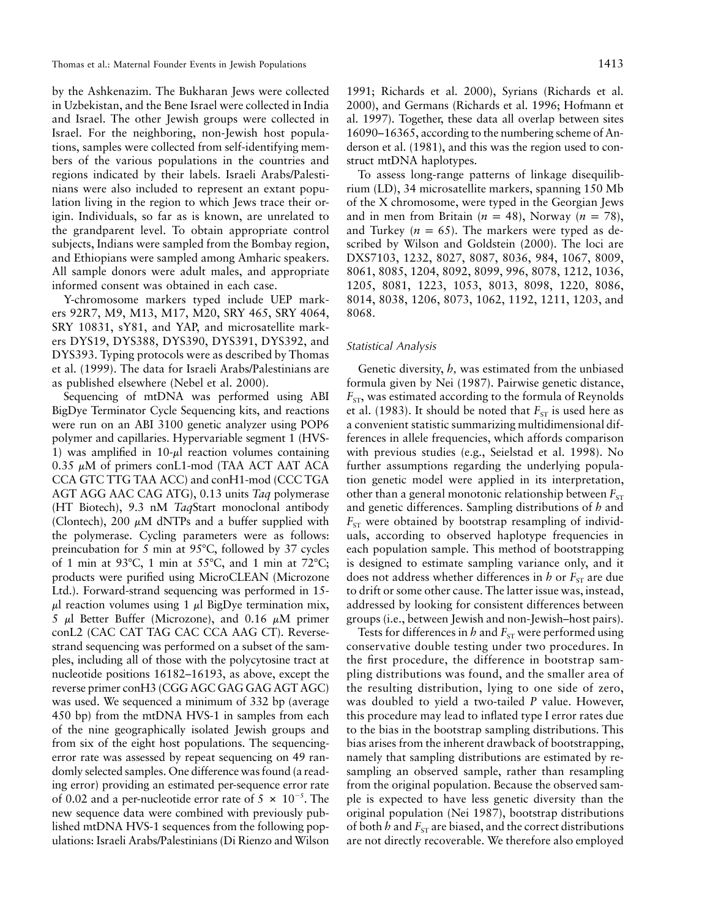by the Ashkenazim. The Bukharan Jews were collected in Uzbekistan, and the Bene Israel were collected in India and Israel. The other Jewish groups were collected in Israel. For the neighboring, non-Jewish host populations, samples were collected from self-identifying members of the various populations in the countries and regions indicated by their labels. Israeli Arabs/Palestinians were also included to represent an extant population living in the region to which Jews trace their origin. Individuals, so far as is known, are unrelated to the grandparent level. To obtain appropriate control subjects, Indians were sampled from the Bombay region, and Ethiopians were sampled among Amharic speakers. All sample donors were adult males, and appropriate informed consent was obtained in each case.

Y-chromosome markers typed include UEP markers 92R7, M9, M13, M17, M20, SRY 465, SRY 4064, SRY 10831, sY81, and YAP, and microsatellite markers DYS19, DYS388, DYS390, DYS391, DYS392, and DYS393. Typing protocols were as described by Thomas et al. (1999). The data for Israeli Arabs/Palestinians are as published elsewhere (Nebel et al. 2000).

Sequencing of mtDNA was performed using ABI BigDye Terminator Cycle Sequencing kits, and reactions were run on an ABI 3100 genetic analyzer using POP6 polymer and capillaries. Hypervariable segment 1 (HVS-1) was amplified in 10-$\mu$l reaction volumes containing 0.35 $\mu$M of primers conL1-mod (TAA ACT AAT ACA CCA GTC TTG TAA ACC) and conH1-mod (CCC TGA AGT AGG AAC CAG ATG), 0.13 units *Taq* polymerase (HT Biotech), 9.3 nM *Taq*Start monoclonal antibody (Clontech), 200 $\mu$M dNTPs and a buffer supplied with the polymerase. Cycling parameters were as follows: preincubation for 5 min at 95°C, followed by 37 cycles of 1 min at 93°C, 1 min at 55°C, and 1 min at 72°C; products were purified using MicroCLEAN (Microzone Ltd.). Forward-strand sequencing was performed in 15-$\mu$l reaction volumes using 1 $\mu$l BigDye termination mix, 5 $\mu$l Better Buffer (Microzone), and 0.16 $\mu$M primer conL2 (CAC CAT TAG CAC CCA AAG CT). Reverse-strand sequencing was performed on a subset of the samples, including all of those with the polycytosine tract at nucleotide positions 16182–16193, as above, except the reverse primer conH3 (CGG AGC GAG GAG AGT AGC) was used. We sequenced a minimum of 332 bp (average 450 bp) from the mtDNA HVS-1 in samples from each of the nine geographically isolated Jewish groups and from six of the eight host populations. The sequencing-error rate was assessed by repeat sequencing on 49 randomly selected samples. One difference was found (a reading error) providing an estimated per-sequence error rate of 0.02 and a per-nucleotide error rate of $5 \times 10^{-5}$. The new sequence data were combined with previously published mtDNA HVS-1 sequences from the following populations: Israeli Arabs/Palestinians (Di Rienzo and Wilson 1991; Richards et al. 2000), Syrians (Richards et al. 2000), and Germans (Richards et al. 1996; Hofmann et al. 1997). Together, these data all overlap between sites 16090–16365, according to the numbering scheme of Anderson et al. (1981), and this was the region used to construct mtDNA haplotypes.

To assess long-range patterns of linkage disequilibrium (LD), 34 microsatellite markers, spanning 150 Mb of the X chromosome, were typed in the Georgian Jews and in men from Britain ($n = 48$), Norway ($n = 78$), and Turkey ($n = 65$). The markers were typed as described by Wilson and Goldstein (2000). The loci are DXS7103, 1232, 8027, 8087, 8036, 984, 1067, 8009, 8061, 8085, 1204, 8092, 8099, 996, 8078, 1212, 1036, 1205, 8081, 1223, 1053, 8013, 8098, 1220, 8086, 8014, 8038, 1206, 8073, 1062, 1192, 1211, 1203, and 8068.

### Statistical Analysis

Genetic diversity, $h$, was estimated from the unbiased formula given by Nei (1987). Pairwise genetic distance, $F_{ST}$, was estimated according to the formula of Reynolds et al. (1983). It should be noted that $F_{ST}$ is used here as a convenient statistic summarizing multidimensional differences in allele frequencies, which affords comparison with previous studies (e.g., Seielstad et al. 1998). No further assumptions regarding the underlying population genetic model were applied in its interpretation, other than a general monotonic relationship between $F_{ST}$ and genetic differences. Sampling distributions of $h$ and $F_{ST}$ were obtained by bootstrap resampling of individuals, according to observed haplotype frequencies in each population sample. This method of bootstrapping is designed to estimate sampling variance only, and it does not address whether differences in $h$ or $F_{ST}$ are due to drift or some other cause. The latter issue was, instead, addressed by looking for consistent differences between groups (i.e., between Jewish and non-Jewish–host pairs).

Tests for differences in $h$ and $F_{ST}$ were performed using conservative double testing under two procedures. In the first procedure, the difference in bootstrap sampling distributions was found, and the smaller area of the resulting distribution, lying to one side of zero, was doubled to yield a two-tailed $P$ value. However, this procedure may lead to inflated type I error rates due to the bias in the bootstrap sampling distributions. This bias arises from the inherent drawback of bootstrapping, namely that sampling distributions are estimated by resampling an observed sample, rather than resampling from the original population. Because the observed sample is expected to have less genetic diversity than the original population (Nei 1987), bootstrap distributions of both $h$ and $F_{ST}$ are biased, and the correct distributions are not directly recoverable. We therefore also employed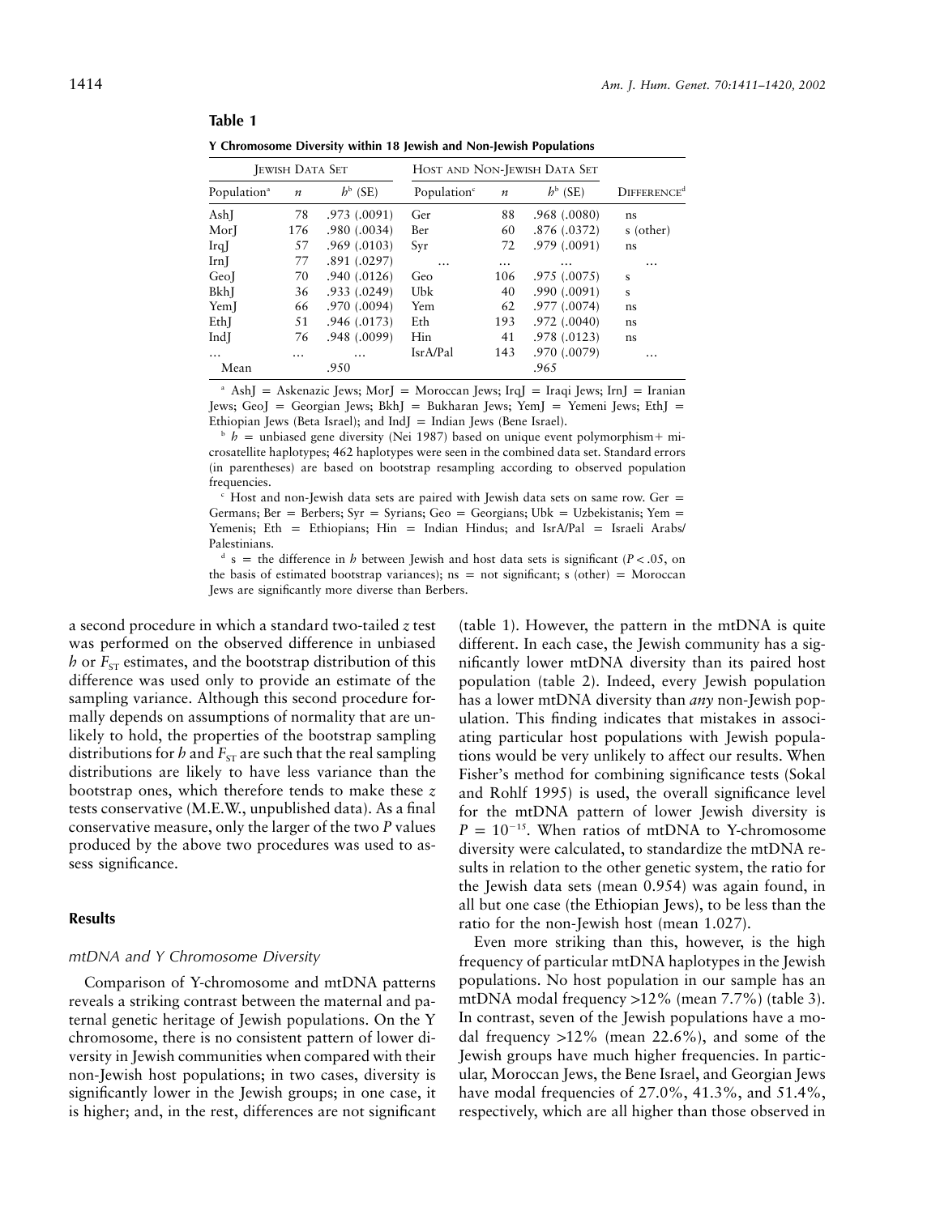**Table 1**

**Y Chromosome Diversity within 18 Jewish and Non-Jewish Populations**

| Jewish Data Set | | | Host and Non-Jewish Data Set | | | |
|---|---|---|---|---|---|---|
| Population[a] | $n$ | $h^{b}$ (SE) | Population[c] | $n$ | $h^{b}$ (SE) | Difference[d] |
| AshJ | 78 | .973 (.0091) | Ger | 88 | .968 (.0080) | ns |
| MorJ | 176 | .980 (.0034) | Ber | 60 | .876 (.0372) | s (other) |
| IrqJ | 57 | .969 (.0103) | Syr | 72 | .979 (.0091) | ns |
| IrnJ | 77 | .891 (.0297) | … | … | … | … |
| GeoJ | 70 | .940 (.0126) | Geo | 106 | .975 (.0075) | s |
| BkhJ | 36 | .933 (.0249) | Ubk | 40 | .990 (.0091) | s |
| YemJ | 66 | .970 (.0094) | Yem | 62 | .977 (.0074) | ns |
| EthJ | 51 | .946 (.0173) | Eth | 193 | .972 (.0040) | ns |
| IndJ | 76 | .948 (.0099) | Hin | 41 | .978 (.0123) | ns |
| … | … | … | IsrA/Pal | 143 | .970 (.0079) | … |
| Mean | | .950 | | | .965 | |

[a] AshJ = Askenazic Jews; MorJ = Moroccan Jews; IrqJ = Iraqi Jews; IrnJ = Iranian Jews; GeoJ = Georgian Jews; BkhJ = Bukharan Jews; YemJ = Yemeni Jews; EthJ = Ethiopian Jews (Beta Israel); and IndJ = Indian Jews (Bene Israel).

[b] $h$ = unbiased gene diversity (Nei 1987) based on unique event polymorphism + microsatellite haplotypes; 462 haplotypes were seen in the combined data set. Standard errors (in parentheses) are based on bootstrap resampling according to observed population frequencies.

[c] Host and non-Jewish data sets are paired with Jewish data sets on same row. Ger = Germans; Ber = Berbers; Syr = Syrians; Geo = Georgians; Ubk = Uzbekistanis; Yem = Yemenis; Eth = Ethiopians; Hin = Indian Hindus; and IsrA/Pal = Israeli Arabs/Palestinians.

[d] s = the difference in $h$ between Jewish and host data sets is significant ($P < .05$, on the basis of estimated bootstrap variances); ns = not significant; s (other) = Moroccan Jews are significantly more diverse than Berbers.

a second procedure in which a standard two-tailed $z$ test was performed on the observed difference in unbiased $h$ or $F_{ST}$ estimates, and the bootstrap distribution of this difference was used only to provide an estimate of the sampling variance. Although this second procedure formally depends on assumptions of normality that are unlikely to hold, the properties of the bootstrap sampling distributions for $h$ and $F_{ST}$ are such that the real sampling distributions are likely to have less variance than the bootstrap ones, which therefore tends to make these $z$ tests conservative (M.E.W., unpublished data). As a final conservative measure, only the larger of the two $P$ values produced by the above two procedures was used to assess significance.

## Results

### *mtDNA and Y Chromosome Diversity*

Comparison of Y-chromosome and mtDNA patterns reveals a striking contrast between the maternal and paternal genetic heritage of Jewish populations. On the Y chromosome, there is no consistent pattern of lower diversity in Jewish communities when compared with their non-Jewish host populations; in two cases, diversity is significantly lower in the Jewish groups; in one case, it is higher; and, in the rest, differences are not significant (table 1). However, the pattern in the mtDNA is quite different. In each case, the Jewish community has a significantly lower mtDNA diversity than its paired host population (table 2). Indeed, every Jewish population has a lower mtDNA diversity than *any* non-Jewish population. This finding indicates that mistakes in associating particular host populations with Jewish populations would be very unlikely to affect our results. When Fisher's method for combining significance tests (Sokal and Rohlf 1995) is used, the overall significance level for the mtDNA pattern of lower Jewish diversity is $P = 10^{-15}$. When ratios of mtDNA to Y-chromosome diversity were calculated, to standardize the mtDNA results in relation to the other genetic system, the ratio for the Jewish data sets (mean 0.954) was again found, in all but one case (the Ethiopian Jews), to be less than the ratio for the non-Jewish host (mean 1.027).

Even more striking than this, however, is the high frequency of particular mtDNA haplotypes in the Jewish populations. No host population in our sample has an mtDNA modal frequency >12% (mean 7.7%) (table 3). In contrast, seven of the Jewish populations have a modal frequency >12% (mean 22.6%), and some of the Jewish groups have much higher frequencies. In particular, Moroccan Jews, the Bene Israel, and Georgian Jews have modal frequencies of 27.0%, 41.3%, and 51.4%, respectively, which are all higher than those observed in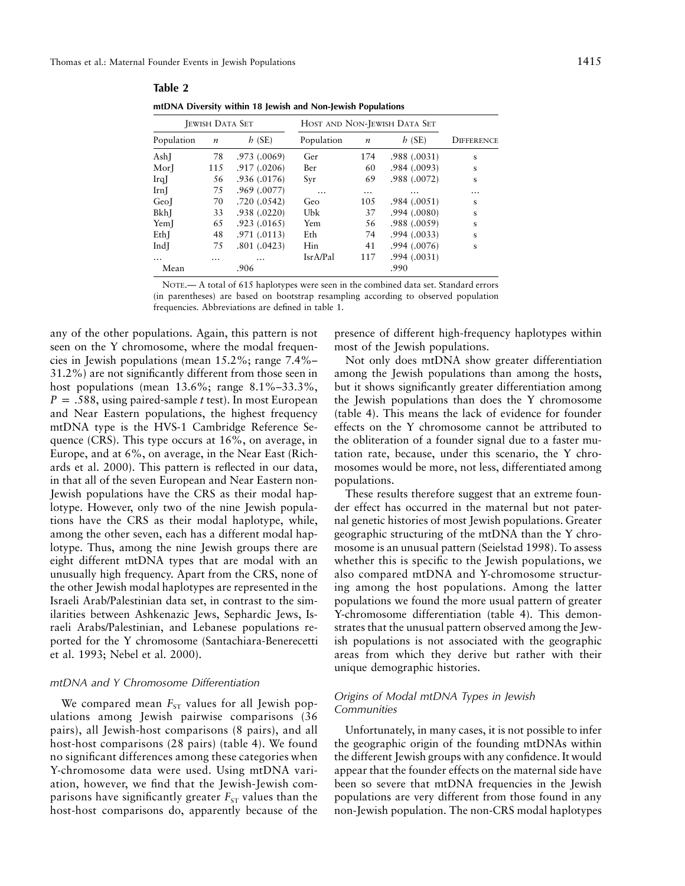**Table 2**

**mtDNA Diversity within 18 Jewish and Non-Jewish Populations**

| Jewish Data Set | | | Host and Non-Jewish Data Set | | | |
|---|---|---|---|---|---|---|
| Population | $n$ | $h$ (SE) | Population | $n$ | $h$ (SE) | Difference |
| AshJ | 78 | .973 (.0069) | Ger | 174 | .988 (.0031) | s |
| MorJ | 115 | .917 (.0206) | Ber | 60 | .984 (.0093) | s |
| IrqJ | 56 | .936 (.0176) | Syr | 69 | .988 (.0072) | s |
| IrnJ | 75 | .969 (.0077) | … | … | … | … |
| GeoJ | 70 | .720 (.0542) | Geo | 105 | .984 (.0051) | s |
| BkhJ | 33 | .938 (.0220) | Ubk | 37 | .994 (.0080) | s |
| YemJ | 65 | .923 (.0165) | Yem | 56 | .988 (.0059) | s |
| EthJ | 48 | .971 (.0113) | Eth | 74 | .994 (.0033) | s |
| IndJ | 75 | .801 (.0423) | Hin | 41 | .994 (.0076) | s |
| … | … | … | IsrA/Pal | 117 | .994 (.0031) | |
| Mean | | .906 | | | .990 | |

Note.— A total of 615 haplotypes were seen in the combined data set. Standard errors (in parentheses) are based on bootstrap resampling according to observed population frequencies. Abbreviations are defined in table 1.

any of the other populations. Again, this pattern is not seen on the Y chromosome, where the modal frequencies in Jewish populations (mean 15.2%; range 7.4%–31.2%) are not significantly different from those seen in host populations (mean 13.6%; range 8.1%–33.3%, $P = .588$, using paired-sample $t$ test). In most European and Near Eastern populations, the highest frequency mtDNA type is the HVS-1 Cambridge Reference Sequence (CRS). This type occurs at 16%, on average, in Europe, and at 6%, on average, in the Near East (Richards et al. 2000). This pattern is reflected in our data, in that all of the seven European and Near Eastern non-Jewish populations have the CRS as their modal haplotype. However, only two of the nine Jewish populations have the CRS as their modal haplotype, while, among the other seven, each has a different modal haplotype. Thus, among the nine Jewish groups there are eight different mtDNA types that are modal with an unusually high frequency. Apart from the CRS, none of the other Jewish modal haplotypes are represented in the Israeli Arab/Palestinian data set, in contrast to the similarities between Ashkenazic Jews, Sephardic Jews, Israeli Arabs/Palestinian, and Lebanese populations reported for the Y chromosome (Santachiara-Benerecetti et al. 1993; Nebel et al. 2000).

### mtDNA and Y Chromosome Differentiation

We compared mean $F_{ST}$ values for all Jewish populations among Jewish pairwise comparisons (36 pairs), all Jewish-host comparisons (8 pairs), and all host-host comparisons (28 pairs) (table 4). We found no significant differences among these categories when Y-chromosome data were used. Using mtDNA variation, however, we find that the Jewish-Jewish comparisons have significantly greater $F_{ST}$ values than the host-host comparisons do, apparently because of the presence of different high-frequency haplotypes within most of the Jewish populations.

Not only does mtDNA show greater differentiation among the Jewish populations than among the hosts, but it shows significantly greater differentiation among the Jewish populations than does the Y chromosome (table 4). This means the lack of evidence for founder effects on the Y chromosome cannot be attributed to the obliteration of a founder signal due to a faster mutation rate, because, under this scenario, the Y chromosomes would be more, not less, differentiated among populations.

These results therefore suggest that an extreme founder effect has occurred in the maternal but not paternal genetic histories of most Jewish populations. Greater geographic structuring of the mtDNA than the Y chromosome is an unusual pattern (Seielstad 1998). To assess whether this is specific to the Jewish populations, we also compared mtDNA and Y-chromosome structuring among the host populations. Among the latter populations we found the more usual pattern of greater Y-chromosome differentiation (table 4). This demonstrates that the unusual pattern observed among the Jewish populations is not associated with the geographic areas from which they derive but rather with their unique demographic histories.

### Origins of Modal mtDNA Types in Jewish Communities

Unfortunately, in many cases, it is not possible to infer the geographic origin of the founding mtDNAs within the different Jewish groups with any confidence. It would appear that the founder effects on the maternal side have been so severe that mtDNA frequencies in the Jewish populations are very different from those found in any non-Jewish population. The non-CRS modal haplotypes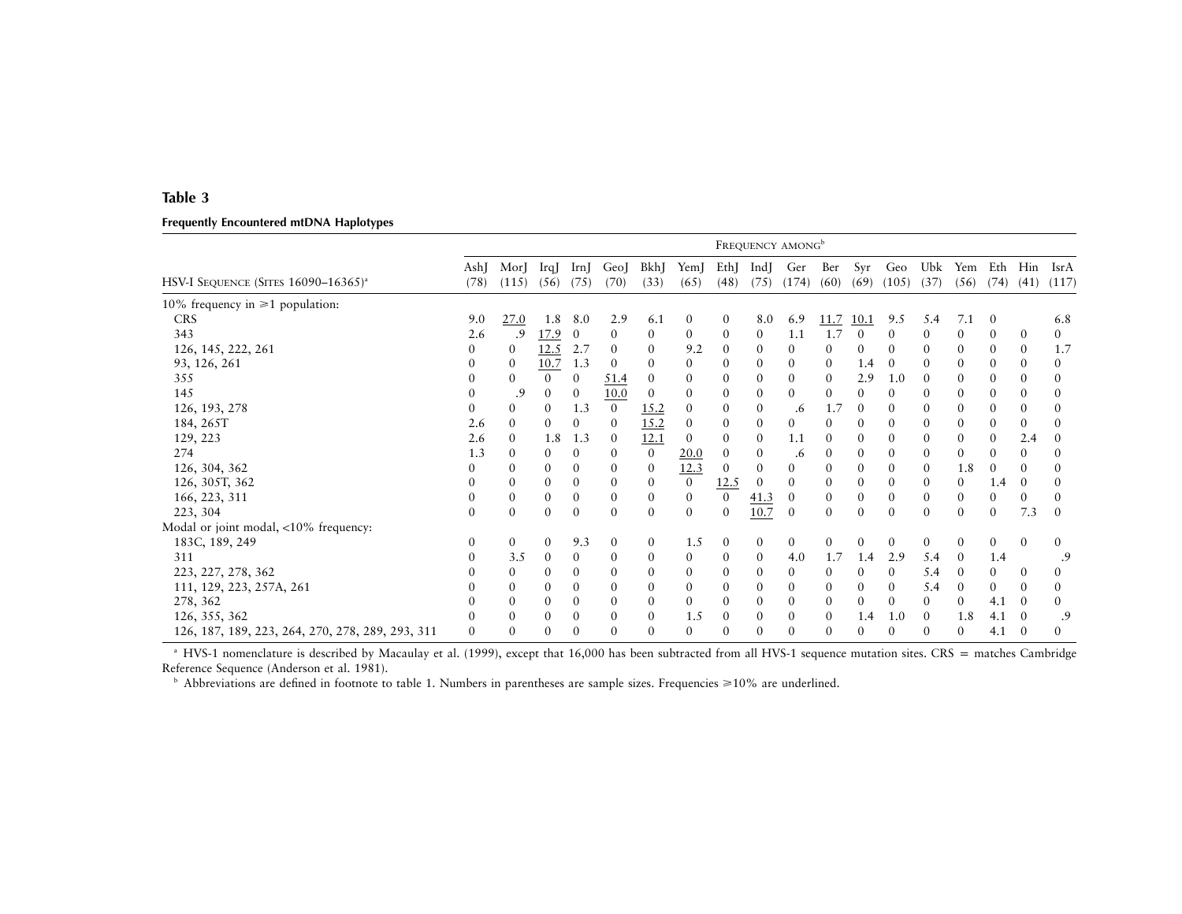**Table 3**

**Frequently Encountered mtDNA Haplotypes**

| HSV-I Sequence (Sites 16090–16365)[a] | Frequency among[b] | | | | | | | | | | | | | | | | | |
|---|---|---|---|---|---|---|---|---|---|---|---|---|---|---|---|---|---|---|
| | AshJ (78) | MorJ (115) | IrqJ (56) | IrnJ (75) | GeoJ (70) | BkhJ (33) | YemJ (65) | EthJ (48) | IndJ (75) | Ger (174) | Ber (60) | Syr (69) | Geo (105) | Ubk (37) | Yem (56) | Eth (74) | Hin (41) | IsrA (117) |
| 10% frequency in ≥1 population: | | | | | | | | | | | | | | | | | | |
| CRS | 9.0 | 27.0 | 1.8 | 8.0 | 2.9 | 6.1 | 0 | 0 | 8.0 | 6.9 | 11.7 | 10.1 | 9.5 | 5.4 | 7.1 | 0 | | 6.8 |
| 343 | 2.6 | .9 | 17.9 | 0 | 0 | 0 | 0 | 0 | 0 | 1.1 | 1.7 | 0 | 0 | 0 | 0 | 0 | 0 | 0 |
| 126, 145, 222, 261 | 0 | 0 | 12.5 | 2.7 | 0 | 0 | 9.2 | 0 | 0 | 0 | 0 | 0 | 0 | 0 | 0 | 0 | 0 | 1.7 |
| 93, 126, 261 | 0 | 0 | 10.7 | 1.3 | 0 | 0 | 0 | 0 | 0 | 0 | 0 | 1.4 | 0 | 0 | 0 | 0 | 0 | 0 |
| 355 | 0 | 0 | 0 | 0 | 51.4 | 0 | 0 | 0 | 0 | 0 | 0 | 2.9 | 1.0 | 0 | 0 | 0 | 0 | 0 |
| 145 | 0 | .9 | 0 | 0 | 10.0 | 0 | 0 | 0 | 0 | 0 | 0 | 0 | 0 | 0 | 0 | 0 | 0 | 0 |
| 126, 193, 278 | 0 | 0 | 0 | 1.3 | 0 | 15.2 | 0 | 0 | 0 | .6 | 1.7 | 0 | 0 | 0 | 0 | 0 | 0 | 0 |
| 184, 265T | 2.6 | 0 | 0 | 0 | 0 | 15.2 | 0 | 0 | 0 | 0 | 0 | 0 | 0 | 0 | 0 | 0 | 0 | 0 |
| 129, 223 | 2.6 | 0 | 1.8 | 1.3 | 0 | 12.1 | 0 | 0 | 0 | 1.1 | 0 | 0 | 0 | 0 | 0 | 0 | 2.4 | 0 |
| 274 | 1.3 | 0 | 0 | 0 | 0 | 0 | 20.0 | 0 | 0 | .6 | 0 | 0 | 0 | 0 | 0 | 0 | 0 | 0 |
| 126, 304, 362 | 0 | 0 | 0 | 0 | 0 | 0 | 12.3 | 0 | 0 | 0 | 0 | 0 | 0 | 0 | 1.8 | 0 | 0 | 0 |
| 126, 305T, 362 | 0 | 0 | 0 | 0 | 0 | 0 | 0 | 12.5 | 0 | 0 | 0 | 0 | 0 | 0 | 0 | 1.4 | 0 | 0 |
| 166, 223, 311 | 0 | 0 | 0 | 0 | 0 | 0 | 0 | 0 | 41.3 | 0 | 0 | 0 | 0 | 0 | 0 | 0 | 0 | 0 |
| 223, 304 | 0 | 0 | 0 | 0 | 0 | 0 | 0 | 0 | 10.7 | 0 | 0 | 0 | 0 | 0 | 0 | 0 | 7.3 | 0 |
| Modal or joint modal, <10% frequency: | | | | | | | | | | | | | | | | | | |
| 183C, 189, 249 | 0 | 0 | 0 | 9.3 | 0 | 0 | 1.5 | 0 | 0 | 0 | 0 | 0 | 0 | 0 | 0 | 0 | 0 | 0 |
| 311 | 0 | 3.5 | 0 | 0 | 0 | 0 | 0 | 0 | 0 | 4.0 | 1.7 | 1.4 | 2.9 | 5.4 | 0 | 1.4 | | .9 |
| 223, 227, 278, 362 | 0 | 0 | 0 | 0 | 0 | 0 | 0 | 0 | 0 | 0 | 0 | 0 | 0 | 5.4 | 0 | 0 | 0 | 0 |
| 111, 129, 223, 257A, 261 | 0 | 0 | 0 | 0 | 0 | 0 | 0 | 0 | 0 | 0 | 0 | 0 | 0 | 5.4 | 0 | 0 | 0 | 0 |
| 278, 362 | 0 | 0 | 0 | 0 | 0 | 0 | 0 | 0 | 0 | 0 | 0 | 0 | 0 | 0 | 0 | 4.1 | 0 | 0 |
| 126, 355, 362 | 0 | 0 | 0 | 0 | 0 | 0 | 1.5 | 0 | 0 | 0 | 0 | 1.4 | 1.0 | 0 | 1.8 | 4.1 | 0 | .9 |
| 126, 187, 189, 223, 264, 270, 278, 289, 293, 311 | 0 | 0 | 0 | 0 | 0 | 0 | 0 | 0 | 0 | 0 | 0 | 0 | 0 | 0 | 0 | 4.1 | 0 | 0 |

[a] HVS-1 nomenclature is described by Macaulay et al. (1999), except that 16,000 has been subtracted from all HVS-1 sequence mutation sites. CRS = matches Cambridge Reference Sequence (Anderson et al. 1981).

[b] Abbreviations are defined in footnote to table 1. Numbers in parentheses are sample sizes. Frequencies ≥10% are underlined.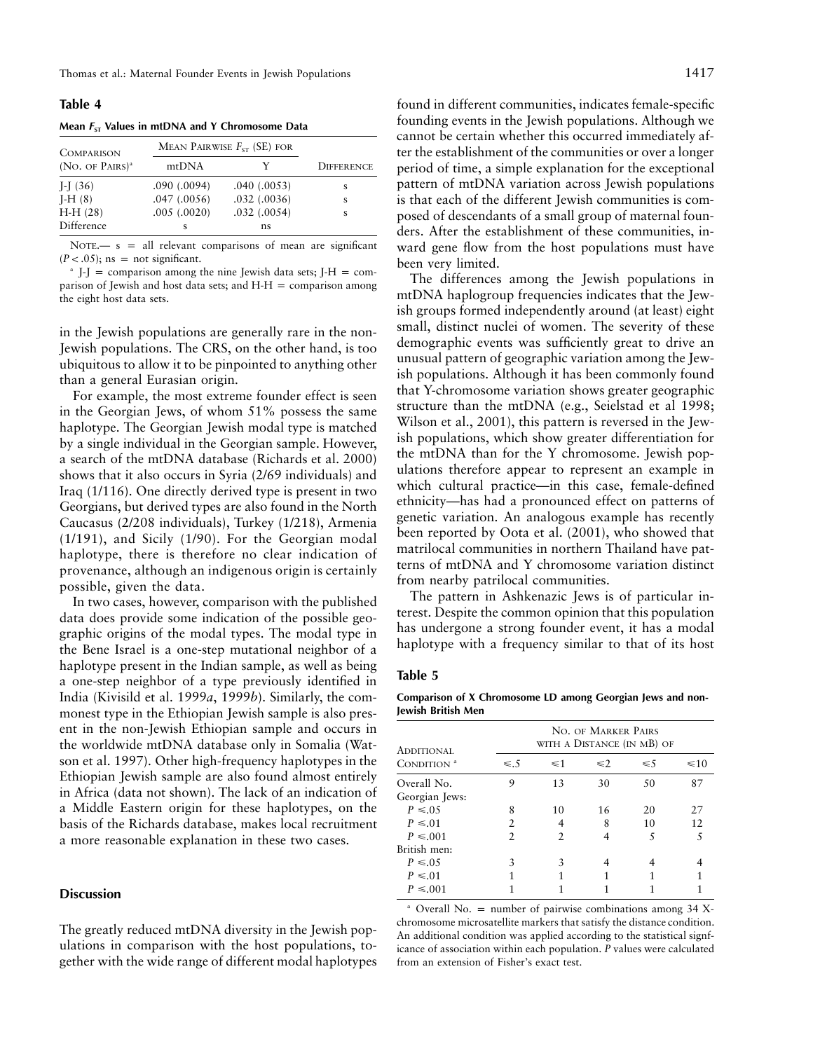**Table 4**

**Mean $F_{ST}$ Values in mtDNA and Y Chromosome Data**

| Comparison (No. of Pairs)[a] | Mean Pairwise $F_{ST}$ (SE) for | | Difference |
|---|---|---|---|
| | mtDNA | Y | |
| J-J (36) | .090 (.0094) | .040 (.0053) | s |
| J-H (8) | .047 (.0056) | .032 (.0036) | s |
| H-H (28) | .005 (.0020) | .032 (.0054) | s |
| Difference | s | ns | |

Note.— s = all relevant comparisons of mean are significant ($P < .05$); ns = not significant.

[a] J-J = comparison among the nine Jewish data sets; J-H = comparison of Jewish and host data sets; and H-H = comparison among the eight host data sets.

in the Jewish populations are generally rare in the non-Jewish populations. The CRS, on the other hand, is too ubiquitous to allow it to be pinpointed to anything other than a general Eurasian origin.

For example, the most extreme founder effect is seen in the Georgian Jews, of whom 51% possess the same haplotype. The Georgian Jewish modal type is matched by a single individual in the Georgian sample. However, a search of the mtDNA database (Richards et al. 2000) shows that it also occurs in Syria (2/69 individuals) and Iraq (1/116). One directly derived type is present in two Georgians, but derived types are also found in the North Caucasus (2/208 individuals), Turkey (1/218), Armenia (1/191), and Sicily (1/90). For the Georgian modal haplotype, there is therefore no clear indication of provenance, although an indigenous origin is certainly possible, given the data.

In two cases, however, comparison with the published data does provide some indication of the possible geographic origins of the modal types. The modal type in the Bene Israel is a one-step mutational neighbor of a haplotype present in the Indian sample, as well as being a one-step neighbor of a type previously identified in India (Kivisild et al. 1999*a*, 1999*b*). Similarly, the commonest type in the Ethiopian Jewish sample is also present in the non-Jewish Ethiopian sample and occurs in the worldwide mtDNA database only in Somalia (Watson et al. 1997). Other high-frequency haplotypes in the Ethiopian Jewish sample are also found almost entirely in Africa (data not shown). The lack of an indication of a Middle Eastern origin for these haplotypes, on the basis of the Richards database, makes local recruitment a more reasonable explanation in these two cases.

## Discussion

The greatly reduced mtDNA diversity in the Jewish populations in comparison with the host populations, together with the wide range of different modal haplotypes found in different communities, indicates female-specific founding events in the Jewish populations. Although we cannot be certain whether this occurred immediately after the establishment of the communities or over a longer period of time, a simple explanation for the exceptional pattern of mtDNA variation across Jewish populations is that each of the different Jewish communities is composed of descendants of a small group of maternal founders. After the establishment of these communities, inward gene flow from the host populations must have been very limited.

The differences among the Jewish populations in mtDNA haplogroup frequencies indicates that the Jewish groups formed independently around (at least) eight small, distinct nuclei of women. The severity of these demographic events was sufficiently great to drive an unusual pattern of geographic variation among the Jewish populations. Although it has been commonly found that Y-chromosome variation shows greater geographic structure than the mtDNA (e.g., Seielstad et al 1998; Wilson et al., 2001), this pattern is reversed in the Jewish populations, which show greater differentiation for the mtDNA than for the Y chromosome. Jewish populations therefore appear to represent an example in which cultural practice—in this case, female-defined ethnicity—has had a pronounced effect on patterns of genetic variation. An analogous example has recently been reported by Oota et al. (2001), who showed that matrilocal communities in northern Thailand have patterns of mtDNA and Y chromosome variation distinct from nearby patrilocal communities.

The pattern in Ashkenazic Jews is of particular interest. Despite the common opinion that this population has undergone a strong founder event, it has a modal haplotype with a frequency similar to that of its host

**Table 5**

**Comparison of X Chromosome LD among Georgian Jews and non-Jewish British Men**

| Additional Condition[a] | No. of Marker Pairs with a Distance (in mB) of | | | | |
|---|---|---|---|---|---|
| | ≤.5 | ≤1 | ≤2 | ≤5 | ≤10 |
| Overall No. | 9 | 13 | 30 | 50 | 87 |
| Georgian Jews: | | | | | |
| $P \leq .05$ | 8 | 10 | 16 | 20 | 27 |
| $P \leq .01$ | 2 | 4 | 8 | 10 | 12 |
| $P \leq .001$ | 2 | 2 | 4 | 5 | 5 |
| British men: | | | | | |
| $P \leq .05$ | 3 | 3 | 4 | 4 | 4 |
| $P \leq .01$ | 1 | 1 | 1 | 1 | 1 |
| $P \leq .001$ | 1 | 1 | 1 | 1 | 1 |

[a] Overall No. = number of pairwise combinations among 34 X-chromosome microsatellite markers that satisfy the distance condition. An additional condition was applied according to the statistical signficance of association within each population. *P* values were calculated from an extension of Fisher's exact test.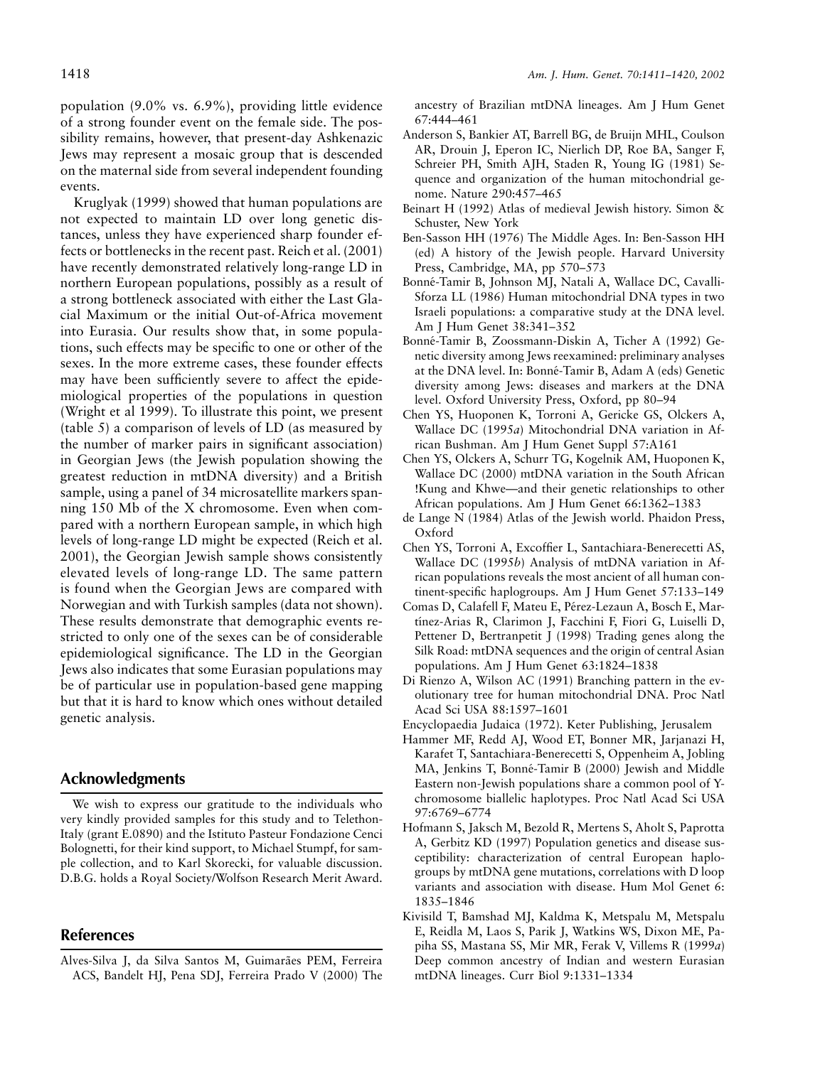population (9.0% vs. 6.9%), providing little evidence of a strong founder event on the female side. The possibility remains, however, that present-day Ashkenazic Jews may represent a mosaic group that is descended on the maternal side from several independent founding events.

Kruglyak (1999) showed that human populations are not expected to maintain LD over long genetic distances, unless they have experienced sharp founder effects or bottlenecks in the recent past. Reich et al. (2001) have recently demonstrated relatively long-range LD in northern European populations, possibly as a result of a strong bottleneck associated with either the Last Glacial Maximum or the initial Out-of-Africa movement into Eurasia. Our results show that, in some populations, such effects may be specific to one or other of the sexes. In the more extreme cases, these founder effects may have been sufficiently severe to affect the epidemiological properties of the populations in question (Wright et al 1999). To illustrate this point, we present (table 5) a comparison of levels of LD (as measured by the number of marker pairs in significant association) in Georgian Jews (the Jewish population showing the greatest reduction in mtDNA diversity) and a British sample, using a panel of 34 microsatellite markers spanning 150 Mb of the X chromosome. Even when compared with a northern European sample, in which high levels of long-range LD might be expected (Reich et al. 2001), the Georgian Jewish sample shows consistently elevated levels of long-range LD. The same pattern is found when the Georgian Jews are compared with Norwegian and with Turkish samples (data not shown). These results demonstrate that demographic events restricted to only one of the sexes can be of considerable epidemiological significance. The LD in the Georgian Jews also indicates that some Eurasian populations may be of particular use in population-based gene mapping but that it is hard to know which ones without detailed genetic analysis.

## Acknowledgments

We wish to express our gratitude to the individuals who very kindly provided samples for this study and to Telethon-Italy (grant E.0890) and the Istituto Pasteur Fondazione Cenci Bolognetti, for their kind support, to Michael Stumpf, for sample collection, and to Karl Skorecki, for valuable discussion. D.B.G. holds a Royal Society/Wolfson Research Merit Award.

## References

Alves-Silva J, da Silva Santos M, Guimarães PEM, Ferreira ACS, Bandelt HJ, Pena SDJ, Ferreira Prado V (2000) The ancestry of Brazilian mtDNA lineages. Am J Hum Genet 67:444–461

Anderson S, Bankier AT, Barrell BG, de Bruijn MHL, Coulson AR, Drouin J, Eperon IC, Nierlich DP, Roe BA, Sanger F, Schreier PH, Smith AJH, Staden R, Young IG (1981) Sequence and organization of the human mitochondrial genome. Nature 290:457–465

Beinart H (1992) Atlas of medieval Jewish history. Simon & Schuster, New York

Ben-Sasson HH (1976) The Middle Ages. In: Ben-Sasson HH (ed) A history of the Jewish people. Harvard University Press, Cambridge, MA, pp 570–573

Bonné-Tamir B, Johnson MJ, Natali A, Wallace DC, Cavalli-Sforza LL (1986) Human mitochondrial DNA types in two Israeli populations: a comparative study at the DNA level. Am J Hum Genet 38:341–352

Bonné-Tamir B, Zoossmann-Diskin A, Ticher A (1992) Genetic diversity among Jews reexamined: preliminary analyses at the DNA level. In: Bonné-Tamir B, Adam A (eds) Genetic diversity among Jews: diseases and markers at the DNA level. Oxford University Press, Oxford, pp 80–94

Chen YS, Huoponen K, Torroni A, Gericke GS, Olckers A, Wallace DC (1995*a*) Mitochondrial DNA variation in African Bushman. Am J Hum Genet Suppl 57:A161

Chen YS, Olckers A, Schurr TG, Kogelnik AM, Huoponen K, Wallace DC (2000) mtDNA variation in the South African !Kung and Khwe—and their genetic relationships to other African populations. Am J Hum Genet 66:1362–1383

de Lange N (1984) Atlas of the Jewish world. Phaidon Press, Oxford

Chen YS, Torroni A, Excoffier L, Santachiara-Benerecetti AS, Wallace DC (1995*b*) Analysis of mtDNA variation in African populations reveals the most ancient of all human continent-specific haplogroups. Am J Hum Genet 57:133–149

Comas D, Calafell F, Mateu E, Pérez-Lezaun A, Bosch E, Martínez-Arias R, Clarimon J, Facchini F, Fiori G, Luiselli D, Pettener D, Bertranpetit J (1998) Trading genes along the Silk Road: mtDNA sequences and the origin of central Asian populations. Am J Hum Genet 63:1824–1838

Di Rienzo A, Wilson AC (1991) Branching pattern in the evolutionary tree for human mitochondrial DNA. Proc Natl Acad Sci USA 88:1597–1601

Encyclopaedia Judaica (1972). Keter Publishing, Jerusalem

Hammer MF, Redd AJ, Wood ET, Bonner MR, Jarjanazi H, Karafet T, Santachiara-Benerecetti S, Oppenheim A, Jobling MA, Jenkins T, Bonné-Tamir B (2000) Jewish and Middle Eastern non-Jewish populations share a common pool of Y-chromosome biallelic haplotypes. Proc Natl Acad Sci USA 97:6769–6774

Hofmann S, Jaksch M, Bezold R, Mertens S, Aholt S, Paprotta A, Gerbitz KD (1997) Population genetics and disease susceptibility: characterization of central European haplogroups by mtDNA gene mutations, correlations with D loop variants and association with disease. Hum Mol Genet 6: 1835–1846

Kivisild T, Bamshad MJ, Kaldma K, Metspalu M, Metspalu E, Reidla M, Laos S, Parik J, Watkins WS, Dixon ME, Papiha SS, Mastana SS, Mir MR, Ferak V, Villems R (1999*a*) Deep common ancestry of Indian and western Eurasian mtDNA lineages. Curr Biol 9:1331–1334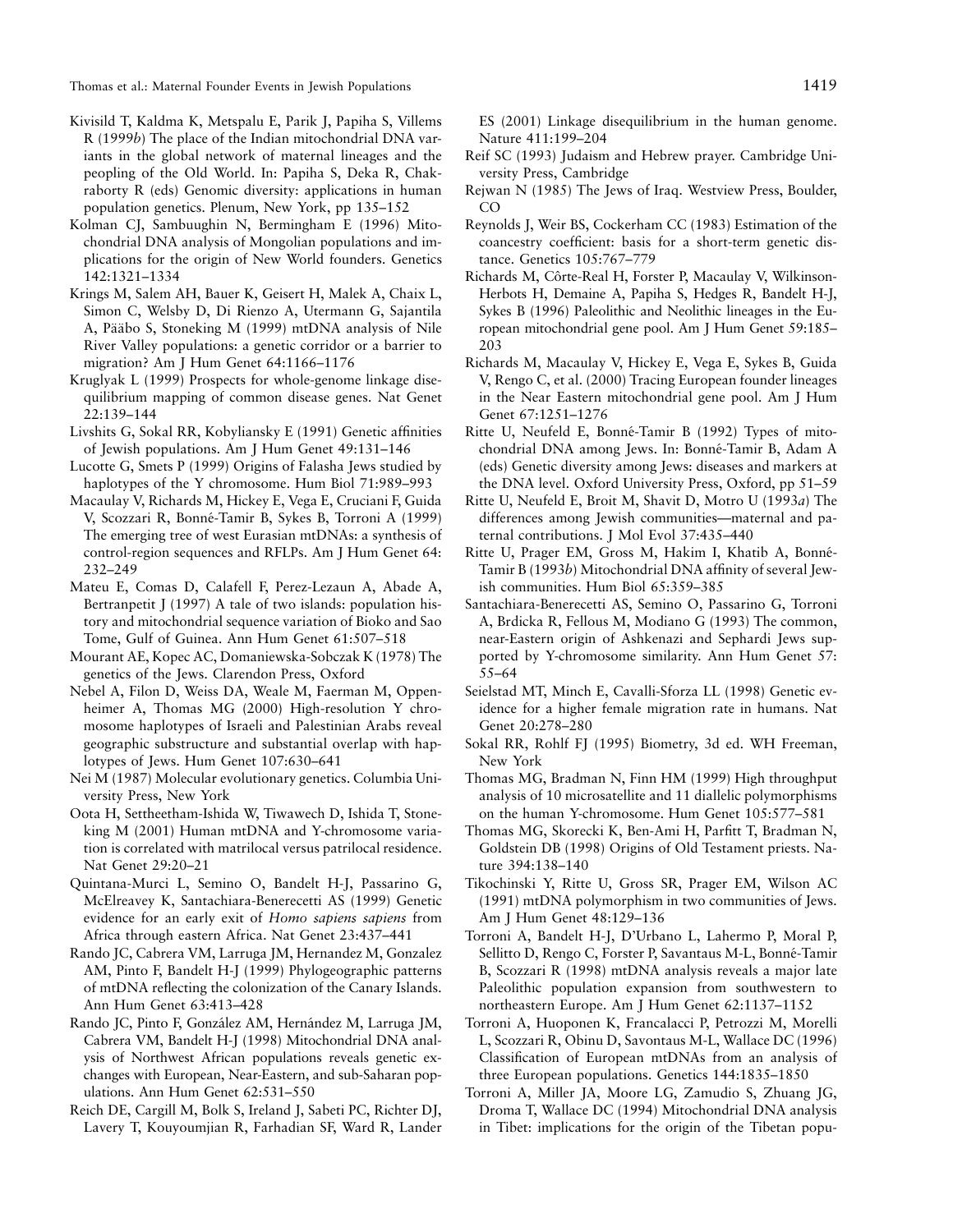Kivisild T, Kaldma K, Metspalu E, Parik J, Papiha S, Villems R (1999*b*) The place of the Indian mitochondrial DNA variants in the global network of maternal lineages and the peopling of the Old World. In: Papiha S, Deka R, Chakraborty R (eds) Genomic diversity: applications in human population genetics. Plenum, New York, pp 135–152

Kolman CJ, Sambuughin N, Bermingham E (1996) Mitochondrial DNA analysis of Mongolian populations and implications for the origin of New World founders. Genetics 142:1321–1334

Krings M, Salem AH, Bauer K, Geisert H, Malek A, Chaix L, Simon C, Welsby D, Di Rienzo A, Utermann G, Sajantila A, Pääbo S, Stoneking M (1999) mtDNA analysis of Nile River Valley populations: a genetic corridor or a barrier to migration? Am J Hum Genet 64:1166–1176

Kruglyak L (1999) Prospects for whole-genome linkage disequilibrium mapping of common disease genes. Nat Genet 22:139–144

Livshits G, Sokal RR, Kobyliansky E (1991) Genetic affinities of Jewish populations. Am J Hum Genet 49:131–146

Lucotte G, Smets P (1999) Origins of Falasha Jews studied by haplotypes of the Y chromosome. Hum Biol 71:989–993

Macaulay V, Richards M, Hickey E, Vega E, Cruciani F, Guida V, Scozzari R, Bonné-Tamir B, Sykes B, Torroni A (1999) The emerging tree of west Eurasian mtDNAs: a synthesis of control-region sequences and RFLPs. Am J Hum Genet 64: 232–249

Mateu E, Comas D, Calafell F, Perez-Lezaun A, Abade A, Bertranpetit J (1997) A tale of two islands: population history and mitochondrial sequence variation of Bioko and Sao Tome, Gulf of Guinea. Ann Hum Genet 61:507–518

Mourant AE, Kopec AC, Domaniewska-Sobczak K (1978) The genetics of the Jews. Clarendon Press, Oxford

Nebel A, Filon D, Weiss DA, Weale M, Faerman M, Oppenheimer A, Thomas MG (2000) High-resolution Y chromosome haplotypes of Israeli and Palestinian Arabs reveal geographic substructure and substantial overlap with haplotypes of Jews. Hum Genet 107:630–641

Nei M (1987) Molecular evolutionary genetics. Columbia University Press, New York

Oota H, Settheetham-Ishida W, Tiwawech D, Ishida T, Stoneking M (2001) Human mtDNA and Y-chromosome variation is correlated with matrilocal versus patrilocal residence. Nat Genet 29:20–21

Quintana-Murci L, Semino O, Bandelt H-J, Passarino G, McElreavey K, Santachiara-Benerecetti AS (1999) Genetic evidence for an early exit of *Homo sapiens sapiens* from Africa through eastern Africa. Nat Genet 23:437–441

Rando JC, Cabrera VM, Larruga JM, Hernandez M, Gonzalez AM, Pinto F, Bandelt H-J (1999) Phylogeographic patterns of mtDNA reflecting the colonization of the Canary Islands. Ann Hum Genet 63:413–428

Rando JC, Pinto F, González AM, Hernández M, Larruga JM, Cabrera VM, Bandelt H-J (1998) Mitochondrial DNA analysis of Northwest African populations reveals genetic exchanges with European, Near-Eastern, and sub-Saharan populations. Ann Hum Genet 62:531–550

Reich DE, Cargill M, Bolk S, Ireland J, Sabeti PC, Richter DJ, Lavery T, Kouyoumjian R, Farhadian SF, Ward R, Lander ES (2001) Linkage disequilibrium in the human genome. Nature 411:199–204

Reif SC (1993) Judaism and Hebrew prayer. Cambridge University Press, Cambridge

Rejwan N (1985) The Jews of Iraq. Westview Press, Boulder, CO

Reynolds J, Weir BS, Cockerham CC (1983) Estimation of the coancestry coefficient: basis for a short-term genetic distance. Genetics 105:767–779

Richards M, Côrte-Real H, Forster P, Macaulay V, Wilkinson-Herbots H, Demaine A, Papiha S, Hedges R, Bandelt H-J, Sykes B (1996) Paleolithic and Neolithic lineages in the European mitochondrial gene pool. Am J Hum Genet 59:185–203

Richards M, Macaulay V, Hickey E, Vega E, Sykes B, Guida V, Rengo C, et al. (2000) Tracing European founder lineages in the Near Eastern mitochondrial gene pool. Am J Hum Genet 67:1251–1276

Ritte U, Neufeld E, Bonné-Tamir B (1992) Types of mitochondrial DNA among Jews. In: Bonné-Tamir B, Adam A (eds) Genetic diversity among Jews: diseases and markers at the DNA level. Oxford University Press, Oxford, pp 51–59

Ritte U, Neufeld E, Broit M, Shavit D, Motro U (1993*a*) The differences among Jewish communities—maternal and paternal contributions. J Mol Evol 37:435–440

Ritte U, Prager EM, Gross M, Hakim I, Khatib A, Bonné-Tamir B (1993*b*) Mitochondrial DNA affinity of several Jewish communities. Hum Biol 65:359–385

Santachiara-Benerecetti AS, Semino O, Passarino G, Torroni A, Brdicka R, Fellous M, Modiano G (1993) The common, near-Eastern origin of Ashkenazi and Sephardi Jews supported by Y-chromosome similarity. Ann Hum Genet 57: 55–64

Seielstad MT, Minch E, Cavalli-Sforza LL (1998) Genetic evidence for a higher female migration rate in humans. Nat Genet 20:278–280

Sokal RR, Rohlf FJ (1995) Biometry, 3d ed. WH Freeman, New York

Thomas MG, Bradman N, Finn HM (1999) High throughput analysis of 10 microsatellite and 11 diallelic polymorphisms on the human Y-chromosome. Hum Genet 105:577–581

Thomas MG, Skorecki K, Ben-Ami H, Parfitt T, Bradman N, Goldstein DB (1998) Origins of Old Testament priests. Nature 394:138–140

Tikochinski Y, Ritte U, Gross SR, Prager EM, Wilson AC (1991) mtDNA polymorphism in two communities of Jews. Am J Hum Genet 48:129–136

Torroni A, Bandelt H-J, D'Urbano L, Lahermo P, Moral P, Sellitto D, Rengo C, Forster P, Savantaus M-L, Bonné-Tamir B, Scozzari R (1998) mtDNA analysis reveals a major late Paleolithic population expansion from southwestern to northeastern Europe. Am J Hum Genet 62:1137–1152

Torroni A, Huoponen K, Francalacci P, Petrozzi M, Morelli L, Scozzari R, Obinu D, Savontaus M-L, Wallace DC (1996) Classification of European mtDNAs from an analysis of three European populations. Genetics 144:1835–1850

Torroni A, Miller JA, Moore LG, Zamudio S, Zhuang JG, Droma T, Wallace DC (1994) Mitochondrial DNA analysis in Tibet: implications for the origin of the Tibetan popu-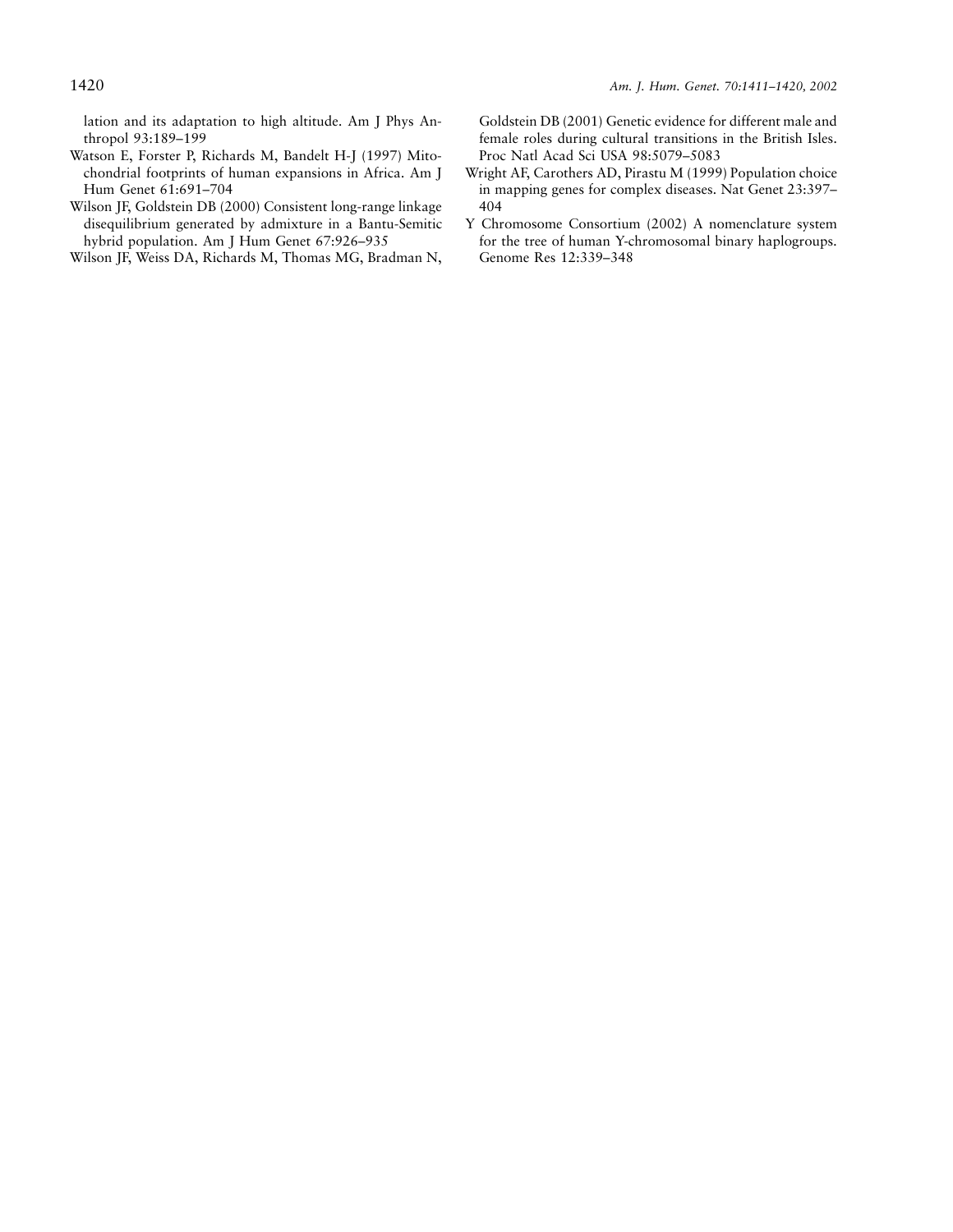lation and its adaptation to high altitude. Am J Phys Anthropol 93:189–199

Watson E, Forster P, Richards M, Bandelt H-J (1997) Mitochondrial footprints of human expansions in Africa. Am J Hum Genet 61:691–704

Wilson JF, Goldstein DB (2000) Consistent long-range linkage disequilibrium generated by admixture in a Bantu-Semitic hybrid population. Am J Hum Genet 67:926–935

Wilson JF, Weiss DA, Richards M, Thomas MG, Bradman N, Goldstein DB (2001) Genetic evidence for different male and female roles during cultural transitions in the British Isles. Proc Natl Acad Sci USA 98:5079–5083

Wright AF, Carothers AD, Pirastu M (1999) Population choice in mapping genes for complex diseases. Nat Genet 23:397–404

Y Chromosome Consortium (2002) A nomenclature system for the tree of human Y-chromosomal binary haplogroups. Genome Res 12:339–348